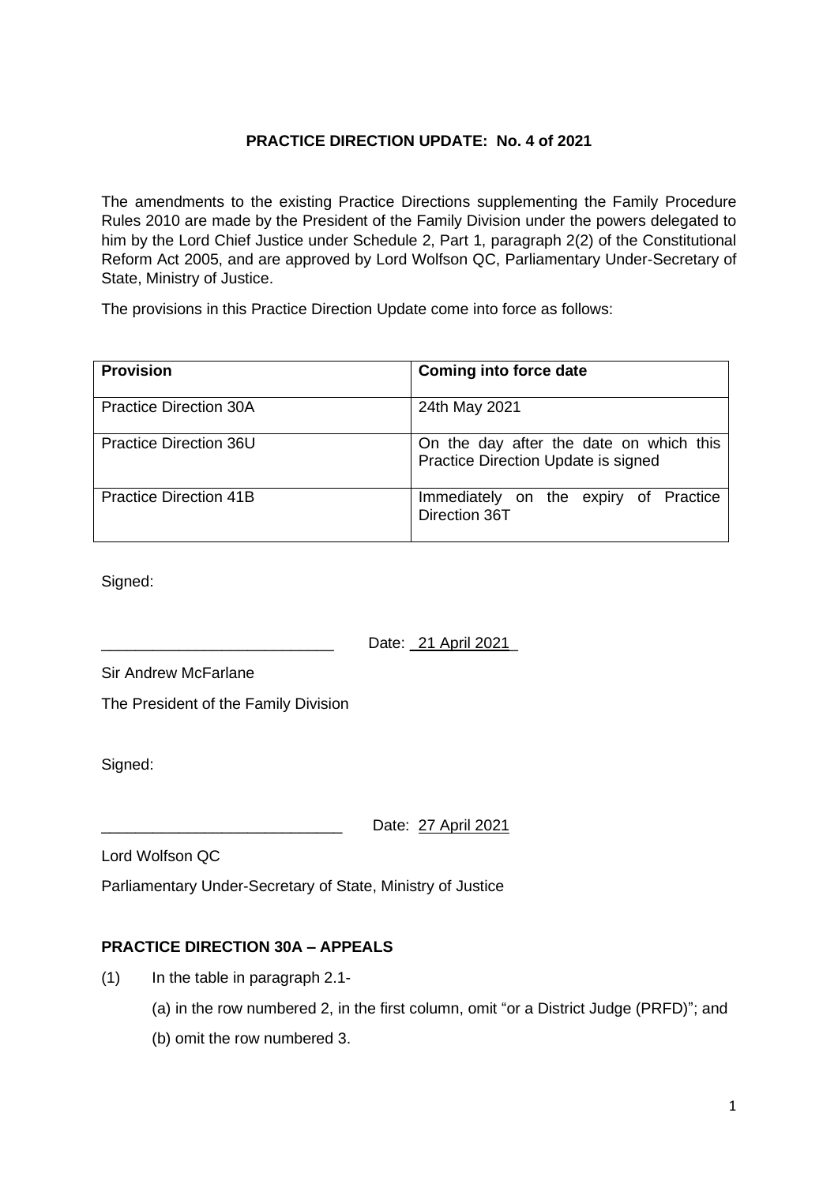**PRACTICE DIRECTION UPDATE: No. 4 of 2021**

The amendments to the existing Practice Directions supplementing the Family Procedure Rules 2010 are made by the President of the Family Division under the powers delegated to him by the Lord Chief Justice under Schedule 2, Part 1, paragraph 2(2) of the Constitutional Reform Act 2005, and are approved by Lord Wolfson QC, Parliamentary Under-Secretary of State, Ministry of Justice.

The provisions in this Practice Direction Update come into force as follows:

| **Provision** | **Coming into force date** |
|---|---|
| Practice Direction 30A | 24th May 2021 |
| Practice Direction 36U | On the day after the date on which this Practice Direction Update is signed |
| Practice Direction 41B | Immediately on the expiry of Practice Direction 36T |

Signed:

___________________________ Date: 21 April 2021

Sir Andrew McFarlane

The President of the Family Division

Signed:

____________________________ Date: 27 April 2021

Lord Wolfson QC

Parliamentary Under-Secretary of State, Ministry of Justice

**PRACTICE DIRECTION 30A – APPEALS**

(1) In the table in paragraph 2.1-

(a) in the row numbered 2, in the first column, omit "or a District Judge (PRFD)"; and

(b) omit the row numbered 3.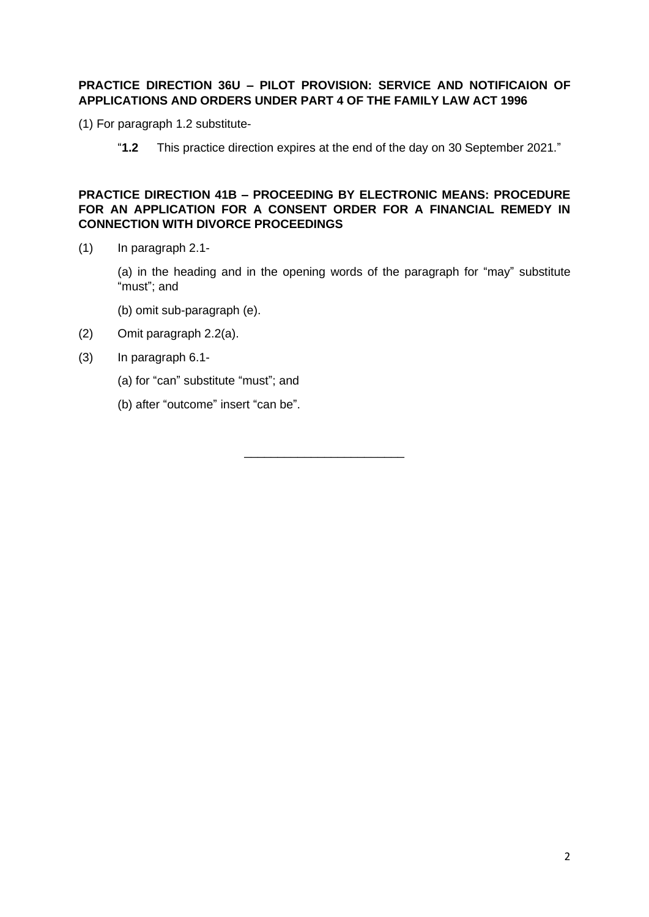**PRACTICE DIRECTION 36U – PILOT PROVISION: SERVICE AND NOTIFICAION OF APPLICATIONS AND ORDERS UNDER PART 4 OF THE FAMILY LAW ACT 1996**

(1) For paragraph 1.2 substitute-

> "**1.2** This practice direction expires at the end of the day on 30 September 2021."

**PRACTICE DIRECTION 41B – PROCEEDING BY ELECTRONIC MEANS: PROCEDURE FOR AN APPLICATION FOR A CONSENT ORDER FOR A FINANCIAL REMEDY IN CONNECTION WITH DIVORCE PROCEEDINGS**

(1) In paragraph 2.1-

(a) in the heading and in the opening words of the paragraph for "may" substitute "must"; and

(b) omit sub-paragraph (e).

(2) Omit paragraph 2.2(a).

(3) In paragraph 6.1-

(a) for "can" substitute "must"; and

(b) after "outcome" insert "can be".

\_\_\_\_\_\_\_\_\_\_\_\_\_\_\_\_\_\_\_\_\_\_\_\_